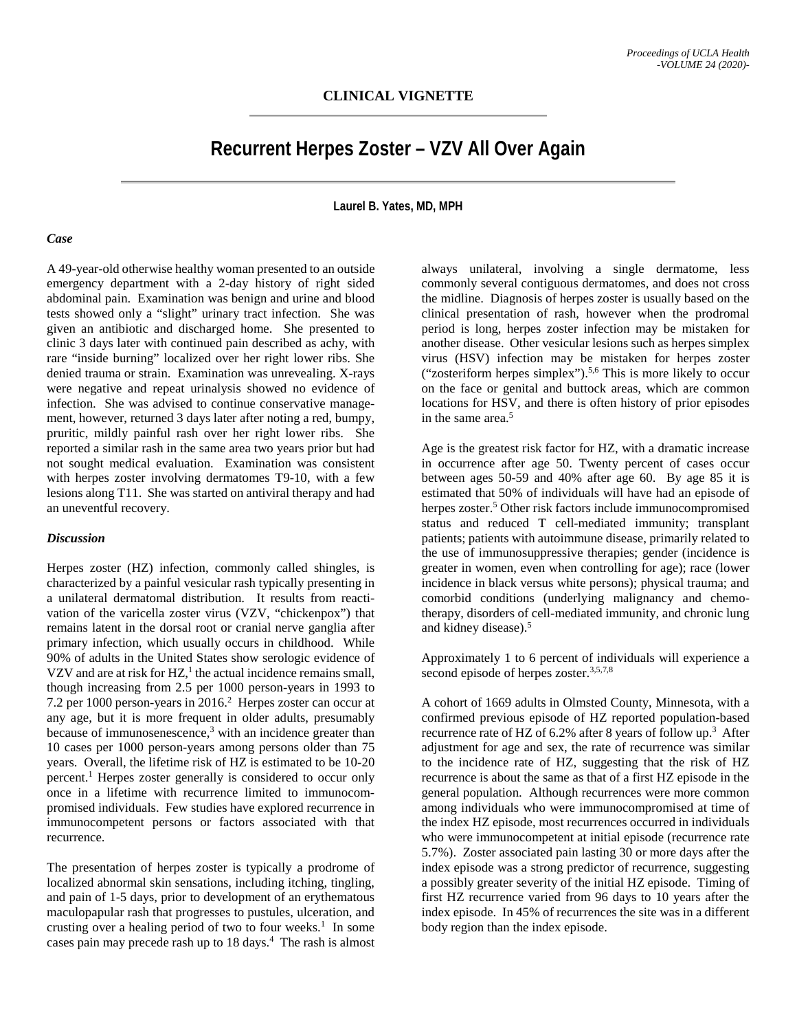**CLINICAL VIGNETTE**

# Recurrent Herpes Zoster – VZV All Over Again

**Laurel B. Yates, MD, MPH**

### *Case*

A 49-year-old otherwise healthy woman presented to an outside emergency department with a 2-day history of right sided abdominal pain. Examination was benign and urine and blood tests showed only a "slight" urinary tract infection. She was given an antibiotic and discharged home. She presented to clinic 3 days later with continued pain described as achy, with rare "inside burning" localized over her right lower ribs. She denied trauma or strain. Examination was unrevealing. X-rays were negative and repeat urinalysis showed no evidence of infection. She was advised to continue conservative management, however, returned 3 days later after noting a red, bumpy, pruritic, mildly painful rash over her right lower ribs. She reported a similar rash in the same area two years prior but had not sought medical evaluation. Examination was consistent with herpes zoster involving dermatomes T9-10, with a few lesions along T11. She was started on antiviral therapy and had an uneventful recovery.

### *Discussion*

Herpes zoster (HZ) infection, commonly called shingles, is characterized by a painful vesicular rash typically presenting in a unilateral dermatomal distribution. It results from reactivation of the varicella zoster virus (VZV, "chickenpox") that remains latent in the dorsal root or cranial nerve ganglia after primary infection, which usually occurs in childhood. While 90% of adults in the United States show serologic evidence of VZV and are at risk for HZ,[1] the actual incidence remains small, though increasing from 2.5 per 1000 person-years in 1993 to 7.2 per 1000 person-years in 2016.[2] Herpes zoster can occur at any age, but it is more frequent in older adults, presumably because of immunosenescence,[3] with an incidence greater than 10 cases per 1000 person-years among persons older than 75 years. Overall, the lifetime risk of HZ is estimated to be 10-20 percent.[1] Herpes zoster generally is considered to occur only once in a lifetime with recurrence limited to immunocompromised individuals. Few studies have explored recurrence in immunocompetent persons or factors associated with that recurrence.

The presentation of herpes zoster is typically a prodrome of localized abnormal skin sensations, including itching, tingling, and pain of 1-5 days, prior to development of an erythematous maculopapular rash that progresses to pustules, ulceration, and crusting over a healing period of two to four weeks.[1] In some cases pain may precede rash up to 18 days.[4] The rash is almost always unilateral, involving a single dermatome, less commonly several contiguous dermatomes, and does not cross the midline. Diagnosis of herpes zoster is usually based on the clinical presentation of rash, however when the prodromal period is long, herpes zoster infection may be mistaken for another disease. Other vesicular lesions such as herpes simplex virus (HSV) infection may be mistaken for herpes zoster ("zosteriform herpes simplex").[5,6] This is more likely to occur on the face or genital and buttock areas, which are common locations for HSV, and there is often history of prior episodes in the same area.[5]

Age is the greatest risk factor for HZ, with a dramatic increase in occurrence after age 50. Twenty percent of cases occur between ages 50-59 and 40% after age 60. By age 85 it is estimated that 50% of individuals will have had an episode of herpes zoster.[5] Other risk factors include immunocompromised status and reduced T cell-mediated immunity; transplant patients; patients with autoimmune disease, primarily related to the use of immunosuppressive therapies; gender (incidence is greater in women, even when controlling for age); race (lower incidence in black versus white persons); physical trauma; and comorbid conditions (underlying malignancy and chemotherapy, disorders of cell-mediated immunity, and chronic lung and kidney disease).[5]

Approximately 1 to 6 percent of individuals will experience a second episode of herpes zoster.[3,5,7,8]

A cohort of 1669 adults in Olmsted County, Minnesota, with a confirmed previous episode of HZ reported population-based recurrence rate of HZ of 6.2% after 8 years of follow up.[3] After adjustment for age and sex, the rate of recurrence was similar to the incidence rate of HZ, suggesting that the risk of HZ recurrence is about the same as that of a first HZ episode in the general population. Although recurrences were more common among individuals who were immunocompromised at time of the index HZ episode, most recurrences occurred in individuals who were immunocompetent at initial episode (recurrence rate 5.7%). Zoster associated pain lasting 30 or more days after the index episode was a strong predictor of recurrence, suggesting a possibly greater severity of the initial HZ episode. Timing of first HZ recurrence varied from 96 days to 10 years after the index episode. In 45% of recurrences the site was in a different body region than the index episode.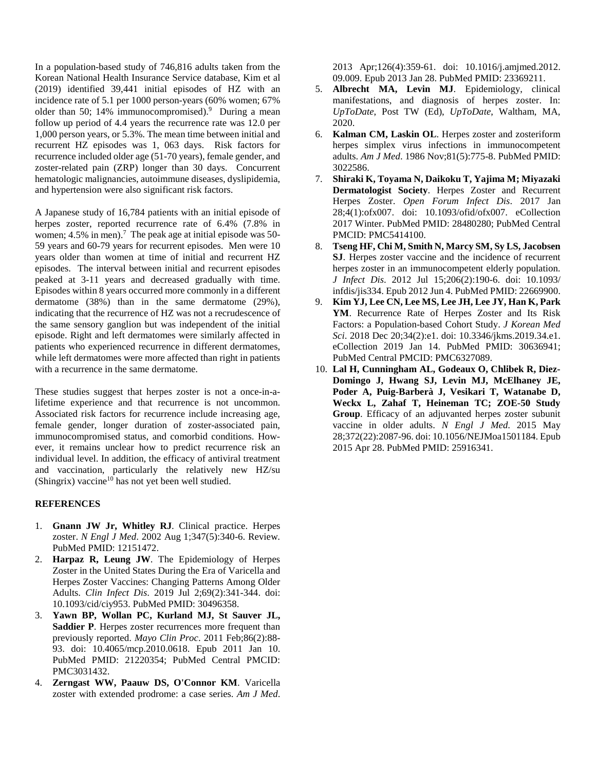In a population-based study of 746,816 adults taken from the Korean National Health Insurance Service database, Kim et al (2019) identified 39,441 initial episodes of HZ with an incidence rate of 5.1 per 1000 person-years (60% women; 67% older than 50; 14% immunocompromised).[9] During a mean follow up period of 4.4 years the recurrence rate was 12.0 per 1,000 person years, or 5.3%. The mean time between initial and recurrent HZ episodes was 1, 063 days. Risk factors for recurrence included older age (51-70 years), female gender, and zoster-related pain (ZRP) longer than 30 days. Concurrent hematologic malignancies, autoimmune diseases, dyslipidemia, and hypertension were also significant risk factors.

A Japanese study of 16,784 patients with an initial episode of herpes zoster, reported recurrence rate of 6.4% (7.8% in women; 4.5% in men).[7] The peak age at initial episode was 50-59 years and 60-79 years for recurrent episodes. Men were 10 years older than women at time of initial and recurrent HZ episodes. The interval between initial and recurrent episodes peaked at 3-11 years and decreased gradually with time. Episodes within 8 years occurred more commonly in a different dermatome (38%) than in the same dermatome (29%), indicating that the recurrence of HZ was not a recrudescence of the same sensory ganglion but was independent of the initial episode. Right and left dermatomes were similarly affected in patients who experienced recurrence in different dermatomes, while left dermatomes were more affected than right in patients with a recurrence in the same dermatome.

These studies suggest that herpes zoster is not a once-in-a-lifetime experience and that recurrence is not uncommon. Associated risk factors for recurrence include increasing age, female gender, longer duration of zoster-associated pain, immunocompromised status, and comorbid conditions. However, it remains unclear how to predict recurrence risk an individual level. In addition, the efficacy of antiviral treatment and vaccination, particularly the relatively new HZ/su (Shingrix) vaccine[10] has not yet been well studied.

## REFERENCES

1. **Gnann JW Jr, Whitley RJ**. Clinical practice. Herpes zoster. *N Engl J Med*. 2002 Aug 1;347(5):340-6. Review. PubMed PMID: 12151472.
2. **Harpaz R, Leung JW**. The Epidemiology of Herpes Zoster in the United States During the Era of Varicella and Herpes Zoster Vaccines: Changing Patterns Among Older Adults. *Clin Infect Dis*. 2019 Jul 2;69(2):341-344. doi: 10.1093/cid/ciy953. PubMed PMID: 30496358.
3. **Yawn BP, Wollan PC, Kurland MJ, St Sauver JL, Saddier P**. Herpes zoster recurrences more frequent than previously reported. *Mayo Clin Proc*. 2011 Feb;86(2):88-93. doi: 10.4065/mcp.2010.0618. Epub 2011 Jan 10. PubMed PMID: 21220354; PubMed Central PMCID: PMC3031432.
4. **Zerngast WW, Paauw DS, O'Connor KM**. Varicella zoster with extended prodrome: a case series. *Am J Med*. 2013 Apr;126(4):359-61. doi: 10.1016/j.amjmed.2012.09.009. Epub 2013 Jan 28. PubMed PMID: 23369211.
5. **Albrecht MA, Levin MJ**. Epidemiology, clinical manifestations, and diagnosis of herpes zoster. In: *UpToDate*, Post TW (Ed), *UpToDate*, Waltham, MA, 2020.
6. **Kalman CM, Laskin OL**. Herpes zoster and zosteriform herpes simplex virus infections in immunocompetent adults. *Am J Med*. 1986 Nov;81(5):775-8. PubMed PMID: 3022586.
7. **Shiraki K, Toyama N, Daikoku T, Yajima M; Miyazaki Dermatologist Society**. Herpes Zoster and Recurrent Herpes Zoster. *Open Forum Infect Dis*. 2017 Jan 28;4(1):ofx007. doi: 10.1093/ofid/ofx007. eCollection 2017 Winter. PubMed PMID: 28480280; PubMed Central PMCID: PMC5414100.
8. **Tseng HF, Chi M, Smith N, Marcy SM, Sy LS, Jacobsen SJ**. Herpes zoster vaccine and the incidence of recurrent herpes zoster in an immunocompetent elderly population. *J Infect Dis*. 2012 Jul 15;206(2):190-6. doi: 10.1093/infdis/jis334. Epub 2012 Jun 4. PubMed PMID: 22669900.
9. **Kim YJ, Lee CN, Lee MS, Lee JH, Lee JY, Han K, Park YM**. Recurrence Rate of Herpes Zoster and Its Risk Factors: a Population-based Cohort Study. *J Korean Med Sci*. 2018 Dec 20;34(2):e1. doi: 10.3346/jkms.2019.34.e1. eCollection 2019 Jan 14. PubMed PMID: 30636941; PubMed Central PMCID: PMC6327089.
10. **Lal H, Cunningham AL, Godeaux O, Chlibek R, Diez-Domingo J, Hwang SJ, Levin MJ, McElhaney JE, Poder A, Puig-Barberà J, Vesikari T, Watanabe D, Weckx L, Zahaf T, Heineman TC; ZOE-50 Study Group**. Efficacy of an adjuvanted herpes zoster subunit vaccine in older adults. *N Engl J Med*. 2015 May 28;372(22):2087-96. doi: 10.1056/NEJMoa1501184. Epub 2015 Apr 28. PubMed PMID: 25916341.